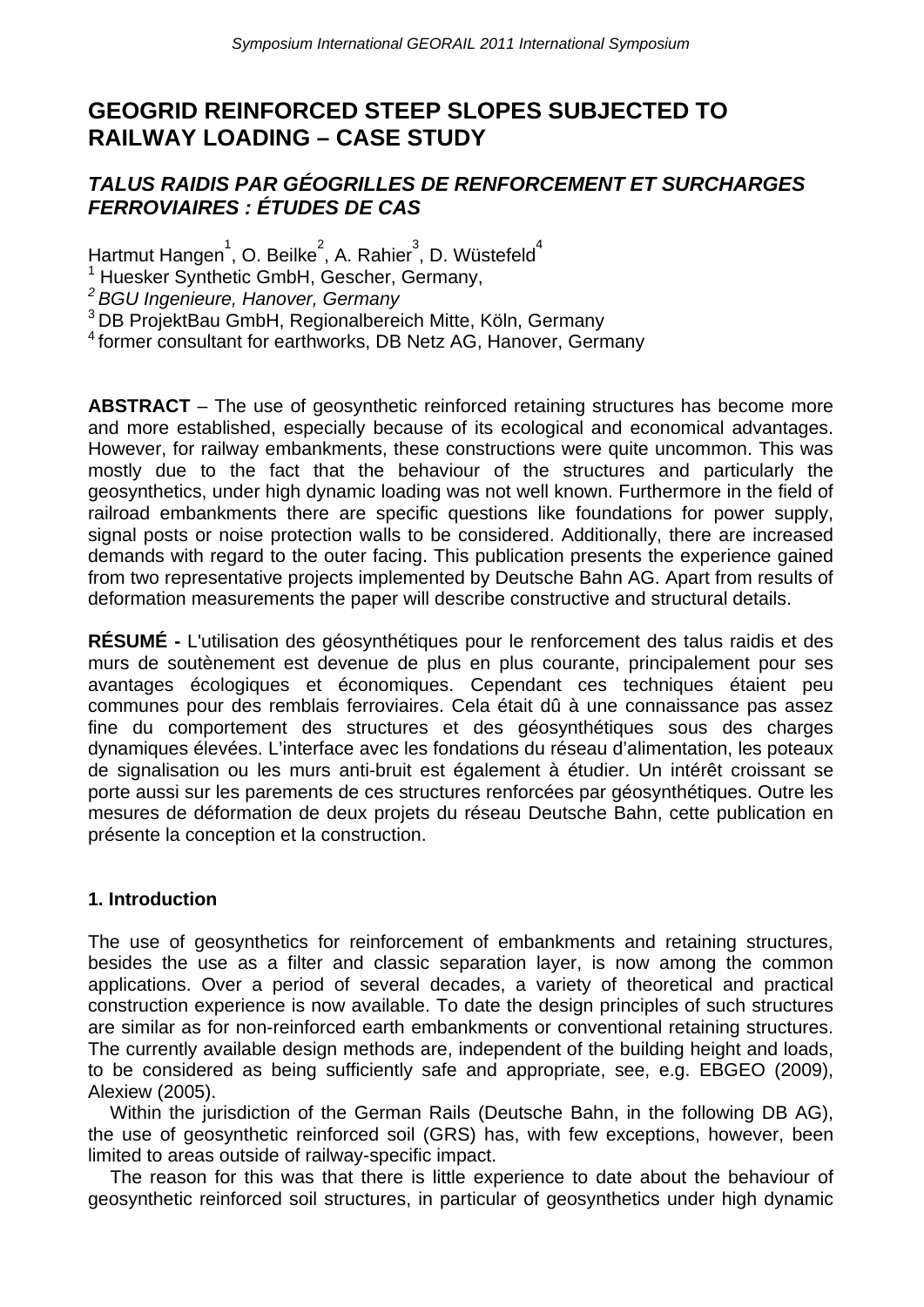# GEOGRID REINFORCED STEEP SLOPES SUBJECTED TO RAILWAY LOADING – CASE STUDY

## *TALUS RAIDIS PAR GÉOGRILLES DE RENFORCEMENT ET SURCHARGES FERROVIAIRES : ÉTUDES DE CAS*

Hartmut Hangen[1], O. Beilke[2], A. Rahier[3], D. Wüstefeld[4]

[1] Huesker Synthetic GmbH, Gescher, Germany,

[2] *BGU Ingenieure, Hanover, Germany*

[3] DB ProjektBau GmbH, Regionalbereich Mitte, Köln, Germany

[4] former consultant for earthworks, DB Netz AG, Hanover, Germany

**ABSTRACT** – The use of geosynthetic reinforced retaining structures has become more and more established, especially because of its ecological and economical advantages. However, for railway embankments, these constructions were quite uncommon. This was mostly due to the fact that the behaviour of the structures and particularly the geosynthetics, under high dynamic loading was not well known. Furthermore in the field of railroad embankments there are specific questions like foundations for power supply, signal posts or noise protection walls to be considered. Additionally, there are increased demands with regard to the outer facing. This publication presents the experience gained from two representative projects implemented by Deutsche Bahn AG. Apart from results of deformation measurements the paper will describe constructive and structural details.

**RÉSUMÉ -** L'utilisation des géosynthétiques pour le renforcement des talus raidis et des murs de soutènement est devenue de plus en plus courante, principalement pour ses avantages écologiques et économiques. Cependant ces techniques étaient peu communes pour des remblais ferroviaires. Cela était dû à une connaissance pas assez fine du comportement des structures et des géosynthétiques sous des charges dynamiques élevées. L'interface avec les fondations du réseau d'alimentation, les poteaux de signalisation ou les murs anti-bruit est également à étudier. Un intérêt croissant se porte aussi sur les parements de ces structures renforcées par géosynthétiques. Outre les mesures de déformation de deux projets du réseau Deutsche Bahn, cette publication en présente la conception et la construction.

### 1. Introduction

The use of geosynthetics for reinforcement of embankments and retaining structures, besides the use as a filter and classic separation layer, is now among the common applications. Over a period of several decades, a variety of theoretical and practical construction experience is now available. To date the design principles of such structures are similar as for non-reinforced earth embankments or conventional retaining structures. The currently available design methods are, independent of the building height and loads, to be considered as being sufficiently safe and appropriate, see, e.g. EBGEO (2009), Alexiew (2005).

Within the jurisdiction of the German Rails (Deutsche Bahn, in the following DB AG), the use of geosynthetic reinforced soil (GRS) has, with few exceptions, however, been limited to areas outside of railway-specific impact.

The reason for this was that there is little experience to date about the behaviour of geosynthetic reinforced soil structures, in particular of geosynthetics under high dynamic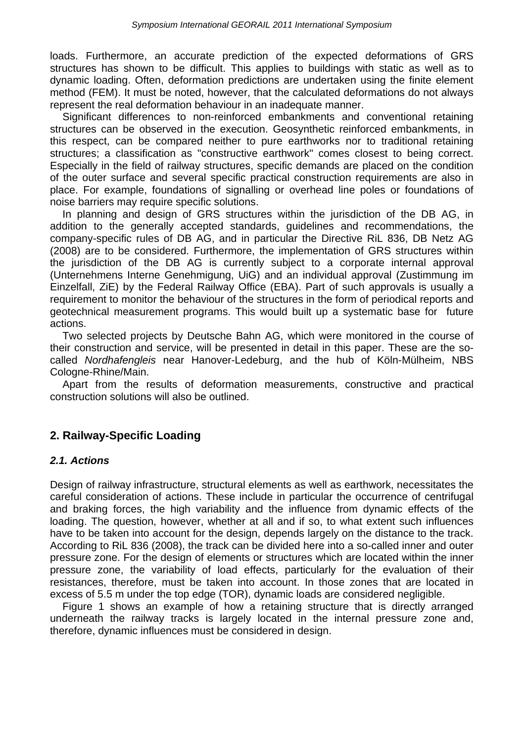loads. Furthermore, an accurate prediction of the expected deformations of GRS structures has shown to be difficult. This applies to buildings with static as well as to dynamic loading. Often, deformation predictions are undertaken using the finite element method (FEM). It must be noted, however, that the calculated deformations do not always represent the real deformation behaviour in an inadequate manner.

Significant differences to non-reinforced embankments and conventional retaining structures can be observed in the execution. Geosynthetic reinforced embankments, in this respect, can be compared neither to pure earthworks nor to traditional retaining structures; a classification as "constructive earthwork" comes closest to being correct. Especially in the field of railway structures, specific demands are placed on the condition of the outer surface and several specific practical construction requirements are also in place. For example, foundations of signalling or overhead line poles or foundations of noise barriers may require specific solutions.

In planning and design of GRS structures within the jurisdiction of the DB AG, in addition to the generally accepted standards, guidelines and recommendations, the company-specific rules of DB AG, and in particular the Directive RiL 836, DB Netz AG (2008) are to be considered. Furthermore, the implementation of GRS structures within the jurisdiction of the DB AG is currently subject to a corporate internal approval (Unternehmens Interne Genehmigung, UiG) and an individual approval (Zustimmung im Einzelfall, ZiE) by the Federal Railway Office (EBA). Part of such approvals is usually a requirement to monitor the behaviour of the structures in the form of periodical reports and geotechnical measurement programs. This would built up a systematic base for future actions.

Two selected projects by Deutsche Bahn AG, which were monitored in the course of their construction and service, will be presented in detail in this paper. These are the so-called *Nordhafengleis* near Hanover-Ledeburg, and the hub of Köln-Mülheim, NBS Cologne-Rhine/Main.

Apart from the results of deformation measurements, constructive and practical construction solutions will also be outlined.

## 2. Railway-Specific Loading

### *2.1. Actions*

Design of railway infrastructure, structural elements as well as earthwork, necessitates the careful consideration of actions. These include in particular the occurrence of centrifugal and braking forces, the high variability and the influence from dynamic effects of the loading. The question, however, whether at all and if so, to what extent such influences have to be taken into account for the design, depends largely on the distance to the track. According to RiL 836 (2008), the track can be divided here into a so-called inner and outer pressure zone. For the design of elements or structures which are located within the inner pressure zone, the variability of load effects, particularly for the evaluation of their resistances, therefore, must be taken into account. In those zones that are located in excess of 5.5 m under the top edge (TOR), dynamic loads are considered negligible.

Figure 1 shows an example of how a retaining structure that is directly arranged underneath the railway tracks is largely located in the internal pressure zone and, therefore, dynamic influences must be considered in design.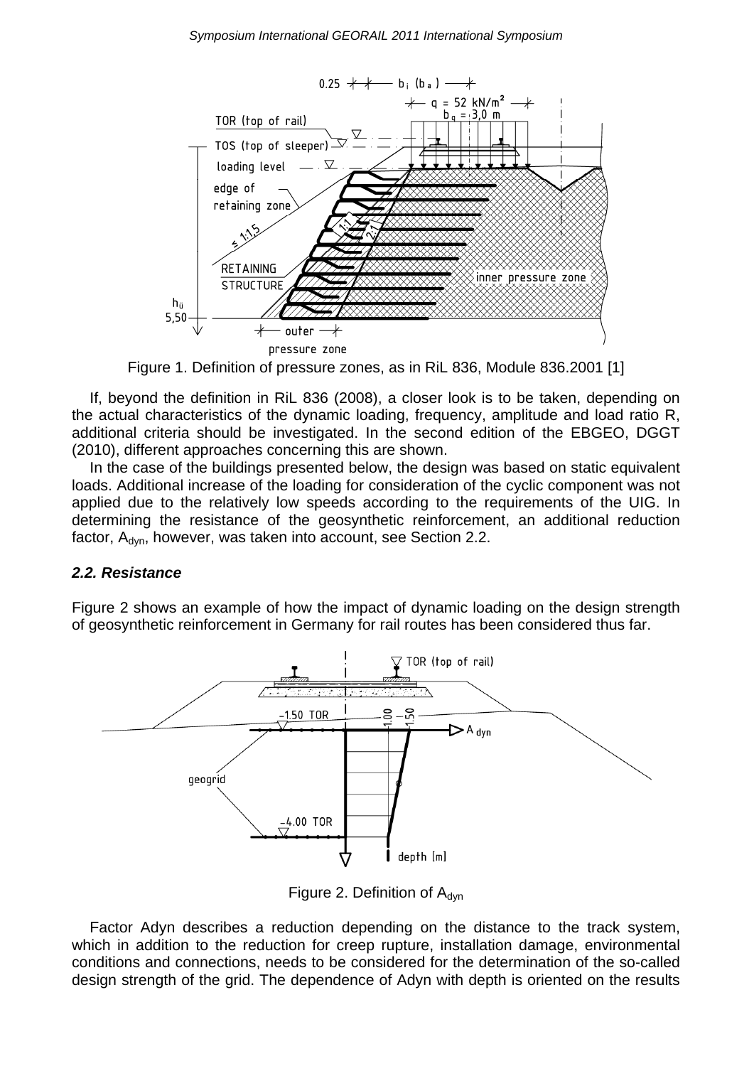Figure 1. Definition of pressure zones, as in RiL 836, Module 836.2001 [1]

If, beyond the definition in RiL 836 (2008), a closer look is to be taken, depending on the actual characteristics of the dynamic loading, frequency, amplitude and load ratio R, additional criteria should be investigated. In the second edition of the EBGEO, DGGT (2010), different approaches concerning this are shown.

In the case of the buildings presented below, the design was based on static equivalent loads. Additional increase of the loading for consideration of the cyclic component was not applied due to the relatively low speeds according to the requirements of the UIG. In determining the resistance of the geosynthetic reinforcement, an additional reduction factor, $A_{dyn}$, however, was taken into account, see Section 2.2.

### *2.2. Resistance*

Figure 2 shows an example of how the impact of dynamic loading on the design strength of geosynthetic reinforcement in Germany for rail routes has been considered thus far.

Figure 2. Definition of $A_{dyn}$

Factor Adyn describes a reduction depending on the distance to the track system, which in addition to the reduction for creep rupture, installation damage, environmental conditions and connections, needs to be considered for the determination of the so-called design strength of the grid. The dependence of Adyn with depth is oriented on the results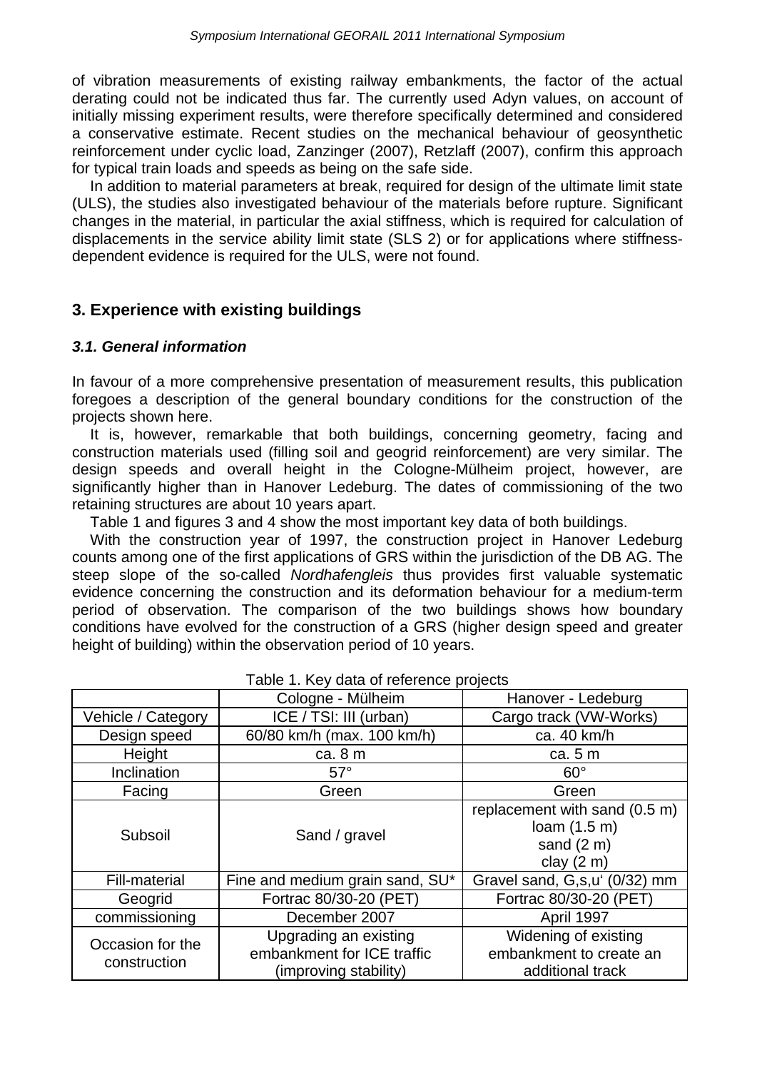of vibration measurements of existing railway embankments, the factor of the actual derating could not be indicated thus far. The currently used Adyn values, on account of initially missing experiment results, were therefore specifically determined and considered a conservative estimate. Recent studies on the mechanical behaviour of geosynthetic reinforcement under cyclic load, Zanzinger (2007), Retzlaff (2007), confirm this approach for typical train loads and speeds as being on the safe side.

In addition to material parameters at break, required for design of the ultimate limit state (ULS), the studies also investigated behaviour of the materials before rupture. Significant changes in the material, in particular the axial stiffness, which is required for calculation of displacements in the service ability limit state (SLS 2) or for applications where stiffness-dependent evidence is required for the ULS, were not found.

## 3. Experience with existing buildings

### *3.1. General information*

In favour of a more comprehensive presentation of measurement results, this publication foregoes a description of the general boundary conditions for the construction of the projects shown here.

It is, however, remarkable that both buildings, concerning geometry, facing and construction materials used (filling soil and geogrid reinforcement) are very similar. The design speeds and overall height in the Cologne-Mülheim project, however, are significantly higher than in Hanover Ledeburg. The dates of commissioning of the two retaining structures are about 10 years apart.

Table 1 and figures 3 and 4 show the most important key data of both buildings.

With the construction year of 1997, the construction project in Hanover Ledeburg counts among one of the first applications of GRS within the jurisdiction of the DB AG. The steep slope of the so-called *Nordhafengleis* thus provides first valuable systematic evidence concerning the construction and its deformation behaviour for a medium-term period of observation. The comparison of the two buildings shows how boundary conditions have evolved for the construction of a GRS (higher design speed and greater height of building) within the observation period of 10 years.

Table 1. Key data of reference projects

| | Cologne - Mülheim | Hanover - Ledeburg |
|---|---|---|
| Vehicle / Category | ICE / TSI: III (urban) | Cargo track (VW-Works) |
| Design speed | 60/80 km/h (max. 100 km/h) | ca. 40 km/h |
| Height | ca. 8 m | ca. 5 m |
| Inclination | 57° | 60° |
| Facing | Green | Green |
| Subsoil | Sand / gravel | replacement with sand (0.5 m)<br>loam (1.5 m)<br>sand (2 m)<br>clay (2 m) |
| Fill-material | Fine and medium grain sand, SU* | Gravel sand, G,s,u' (0/32) mm |
| Geogrid | Fortrac 80/30-20 (PET) | Fortrac 80/30-20 (PET) |
| commissioning | December 2007 | April 1997 |
| Occasion for the construction | Upgrading an existing embankment for ICE traffic (improving stability) | Widening of existing embankment to create an additional track |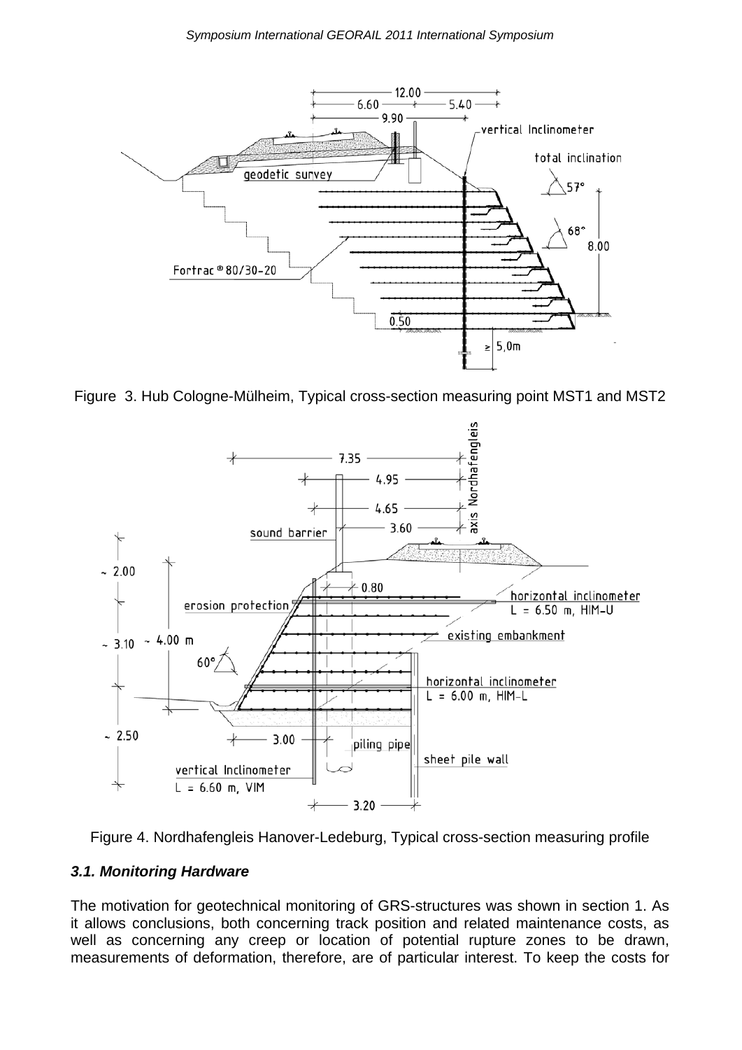Figure 3. Hub Cologne-Mülheim, Typical cross-section measuring point MST1 and MST2

Figure 4. Nordhafengleis Hanover-Ledeburg, Typical cross-section measuring profile

### *3.1. Monitoring Hardware*

The motivation for geotechnical monitoring of GRS-structures was shown in section 1. As it allows conclusions, both concerning track position and related maintenance costs, as well as concerning any creep or location of potential rupture zones to be drawn, measurements of deformation, therefore, are of particular interest. To keep the costs for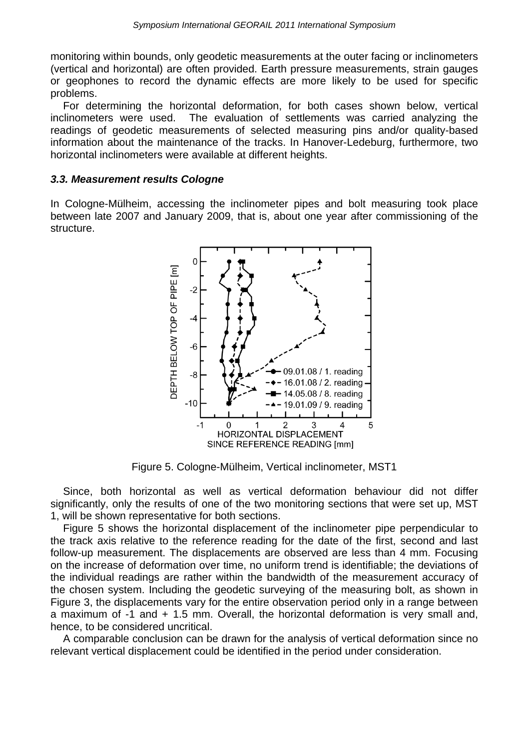monitoring within bounds, only geodetic measurements at the outer facing or inclinometers (vertical and horizontal) are often provided. Earth pressure measurements, strain gauges or geophones to record the dynamic effects are more likely to be used for specific problems.

For determining the horizontal deformation, for both cases shown below, vertical inclinometers were used. The evaluation of settlements was carried analyzing the readings of geodetic measurements of selected measuring pins and/or quality-based information about the maintenance of the tracks. In Hanover-Ledeburg, furthermore, two horizontal inclinometers were available at different heights.

### *3.3. Measurement results Cologne*

In Cologne-Mülheim, accessing the inclinometer pipes and bolt measuring took place between late 2007 and January 2009, that is, about one year after commissioning of the structure.

Figure 5. Cologne-Mülheim, Vertical inclinometer, MST1

Since, both horizontal as well as vertical deformation behaviour did not differ significantly, only the results of one of the two monitoring sections that were set up, MST 1, will be shown representative for both sections.

Figure 5 shows the horizontal displacement of the inclinometer pipe perpendicular to the track axis relative to the reference reading for the date of the first, second and last follow-up measurement. The displacements are observed are less than 4 mm. Focusing on the increase of deformation over time, no uniform trend is identifiable; the deviations of the individual readings are rather within the bandwidth of the measurement accuracy of the chosen system. Including the geodetic surveying of the measuring bolt, as shown in Figure 3, the displacements vary for the entire observation period only in a range between a maximum of -1 and + 1.5 mm. Overall, the horizontal deformation is very small and, hence, to be considered uncritical.

A comparable conclusion can be drawn for the analysis of vertical deformation since no relevant vertical displacement could be identified in the period under consideration.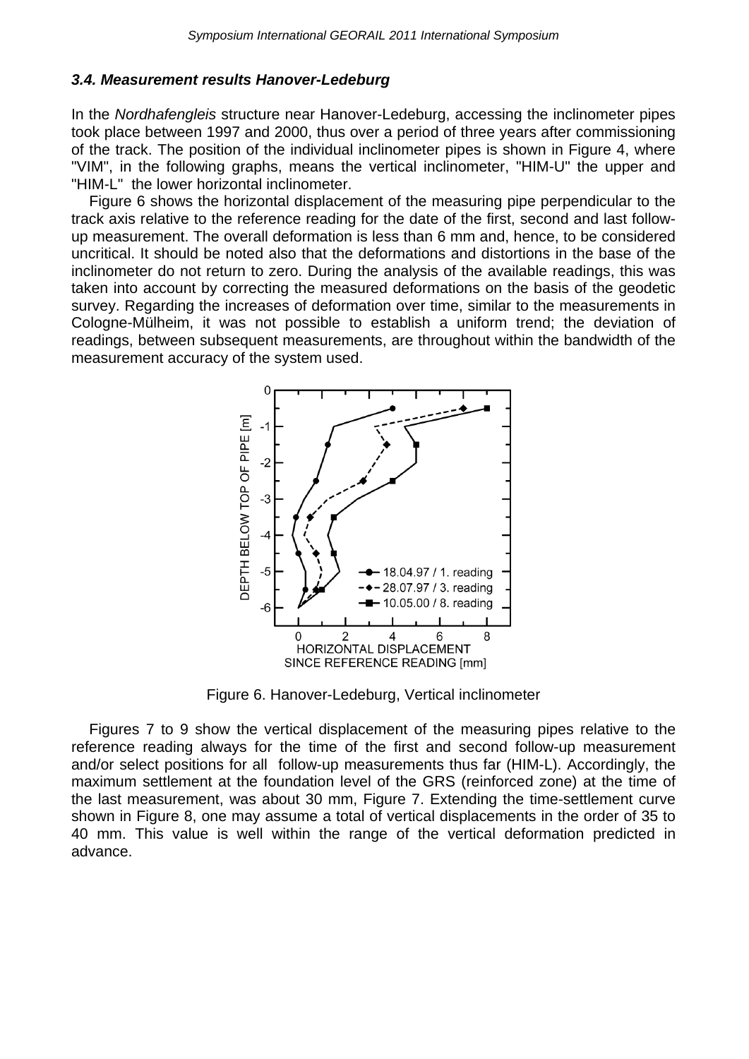### 3.4. Measurement results Hanover-Ledeburg

In the *Nordhafengleis* structure near Hanover-Ledeburg, accessing the inclinometer pipes took place between 1997 and 2000, thus over a period of three years after commissioning of the track. The position of the individual inclinometer pipes is shown in Figure 4, where "VIM", in the following graphs, means the vertical inclinometer, "HIM-U" the upper and "HIM-L" the lower horizontal inclinometer.

Figure 6 shows the horizontal displacement of the measuring pipe perpendicular to the track axis relative to the reference reading for the date of the first, second and last follow-up measurement. The overall deformation is less than 6 mm and, hence, to be considered uncritical. It should be noted also that the deformations and distortions in the base of the inclinometer do not return to zero. During the analysis of the available readings, this was taken into account by correcting the measured deformations on the basis of the geodetic survey. Regarding the increases of deformation over time, similar to the measurements in Cologne-Mülheim, it was not possible to establish a uniform trend; the deviation of readings, between subsequent measurements, are throughout within the bandwidth of the measurement accuracy of the system used.

Figure 6. Hanover-Ledeburg, Vertical inclinometer

Figures 7 to 9 show the vertical displacement of the measuring pipes relative to the reference reading always for the time of the first and second follow-up measurement and/or select positions for all follow-up measurements thus far (HIM-L). Accordingly, the maximum settlement at the foundation level of the GRS (reinforced zone) at the time of the last measurement, was about 30 mm, Figure 7. Extending the time-settlement curve shown in Figure 8, one may assume a total of vertical displacements in the order of 35 to 40 mm. This value is well within the range of the vertical deformation predicted in advance.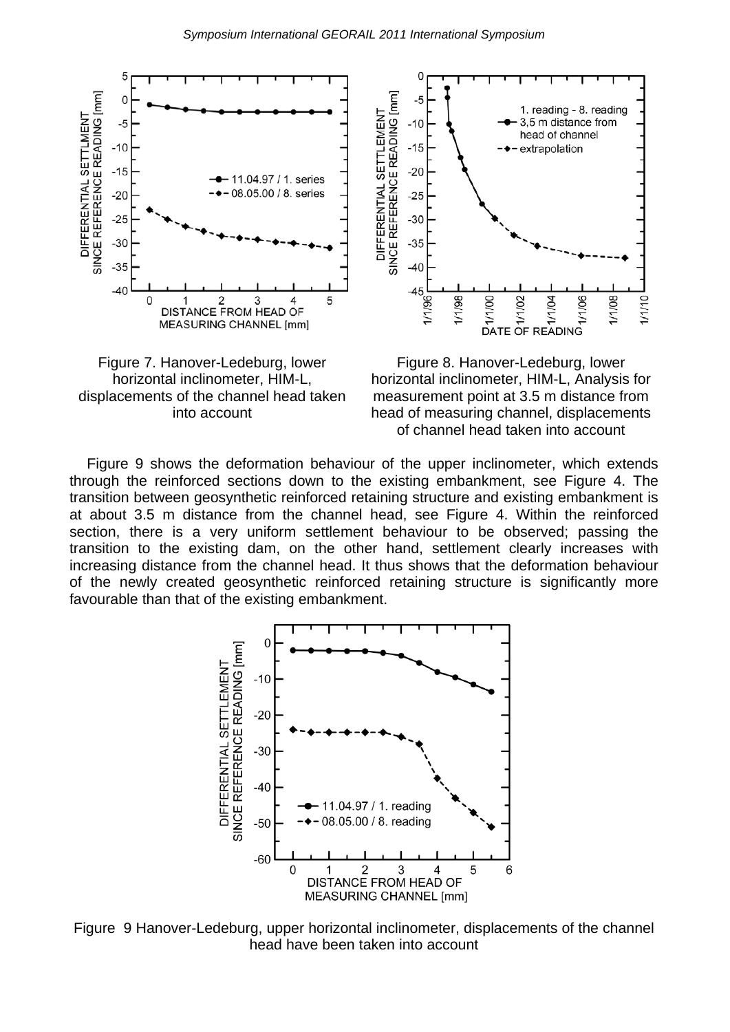Figure 7. Hanover-Ledeburg, lower horizontal inclinometer, HIM-L, displacements of the channel head taken into account

Figure 8. Hanover-Ledeburg, lower horizontal inclinometer, HIM-L, Analysis for measurement point at 3.5 m distance from head of measuring channel, displacements of channel head taken into account

Figure 9 shows the deformation behaviour of the upper inclinometer, which extends through the reinforced sections down to the existing embankment, see Figure 4. The transition between geosynthetic reinforced retaining structure and existing embankment is at about 3.5 m distance from the channel head, see Figure 4. Within the reinforced section, there is a very uniform settlement behaviour to be observed; passing the transition to the existing dam, on the other hand, settlement clearly increases with increasing distance from the channel head. It thus shows that the deformation behaviour of the newly created geosynthetic reinforced retaining structure is significantly more favourable than that of the existing embankment.

Figure 9 Hanover-Ledeburg, upper horizontal inclinometer, displacements of the channel head have been taken into account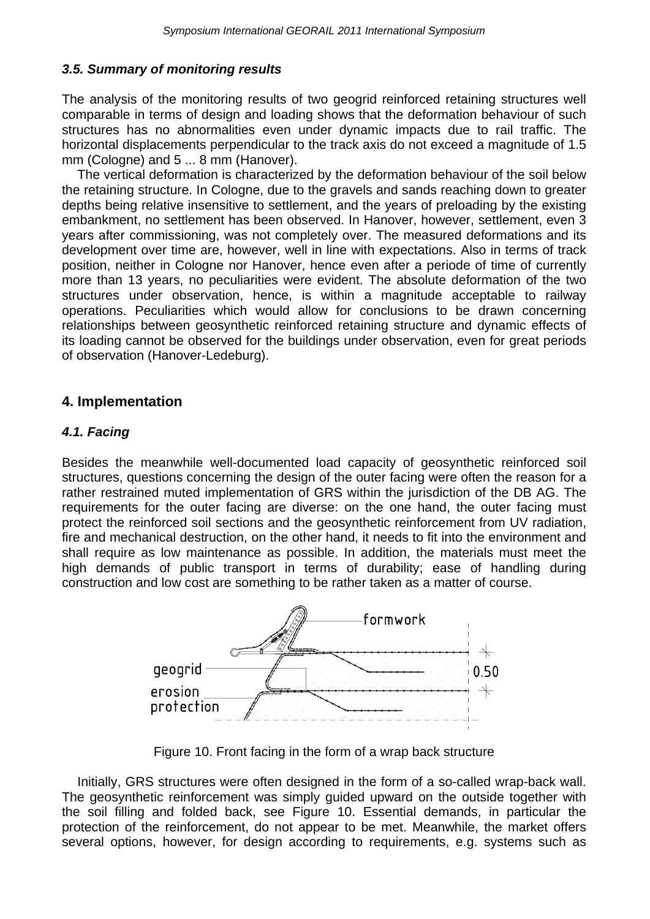### *3.5. Summary of monitoring results*

The analysis of the monitoring results of two geogrid reinforced retaining structures well comparable in terms of design and loading shows that the deformation behaviour of such structures has no abnormalities even under dynamic impacts due to rail traffic. The horizontal displacements perpendicular to the track axis do not exceed a magnitude of 1.5 mm (Cologne) and 5 ... 8 mm (Hanover).

The vertical deformation is characterized by the deformation behaviour of the soil below the retaining structure. In Cologne, due to the gravels and sands reaching down to greater depths being relative insensitive to settlement, and the years of preloading by the existing embankment, no settlement has been observed. In Hanover, however, settlement, even 3 years after commissioning, was not completely over. The measured deformations and its development over time are, however, well in line with expectations. Also in terms of track position, neither in Cologne nor Hanover, hence even after a periode of time of currently more than 13 years, no peculiarities were evident. The absolute deformation of the two structures under observation, hence, is within a magnitude acceptable to railway operations. Peculiarities which would allow for conclusions to be drawn concerning relationships between geosynthetic reinforced retaining structure and dynamic effects of its loading cannot be observed for the buildings under observation, even for great periods of observation (Hanover-Ledeburg).

## 4. Implementation

### *4.1. Facing*

Besides the meanwhile well-documented load capacity of geosynthetic reinforced soil structures, questions concerning the design of the outer facing were often the reason for a rather restrained muted implementation of GRS within the jurisdiction of the DB AG. The requirements for the outer facing are diverse: on the one hand, the outer facing must protect the reinforced soil sections and the geosynthetic reinforcement from UV radiation, fire and mechanical destruction, on the other hand, it needs to fit into the environment and shall require as low maintenance as possible. In addition, the materials must meet the high demands of public transport in terms of durability; ease of handling during construction and low cost are something to be rather taken as a matter of course.

Figure 10. Front facing in the form of a wrap back structure

Initially, GRS structures were often designed in the form of a so-called wrap-back wall. The geosynthetic reinforcement was simply guided upward on the outside together with the soil filling and folded back, see Figure 10. Essential demands, in particular the protection of the reinforcement, do not appear to be met. Meanwhile, the market offers several options, however, for design according to requirements, e.g. systems such as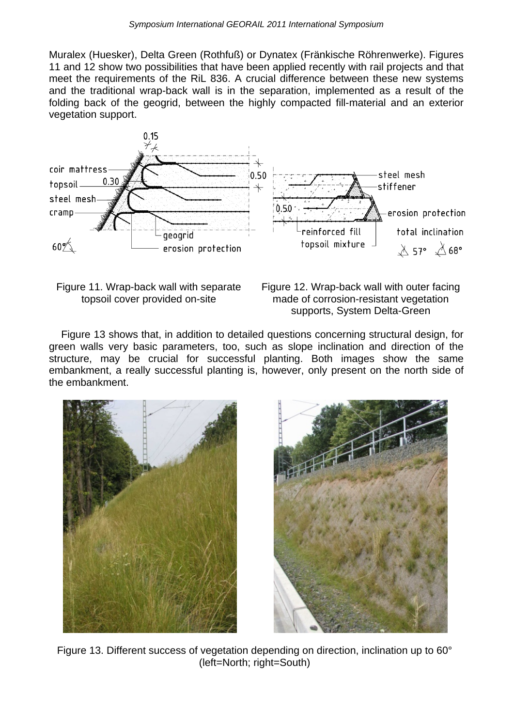Muralex (Huesker), Delta Green (Rothfuß) or Dynatex (Fränkische Röhrenwerke). Figures 11 and 12 show two possibilities that have been applied recently with rail projects and that meet the requirements of the RiL 836. A crucial difference between these new systems and the traditional wrap-back wall is in the separation, implemented as a result of the folding back of the geogrid, between the highly compacted fill-material and an exterior vegetation support.

Figure 11. Wrap-back wall with separate topsoil cover provided on-site

Figure 12. Wrap-back wall with outer facing made of corrosion-resistant vegetation supports, System Delta-Green

Figure 13 shows that, in addition to detailed questions concerning structural design, for green walls very basic parameters, too, such as slope inclination and direction of the structure, may be crucial for successful planting. Both images show the same embankment, a really successful planting is, however, only present on the north side of the embankment.

Figure 13. Different success of vegetation depending on direction, inclination up to 60° (left=North; right=South)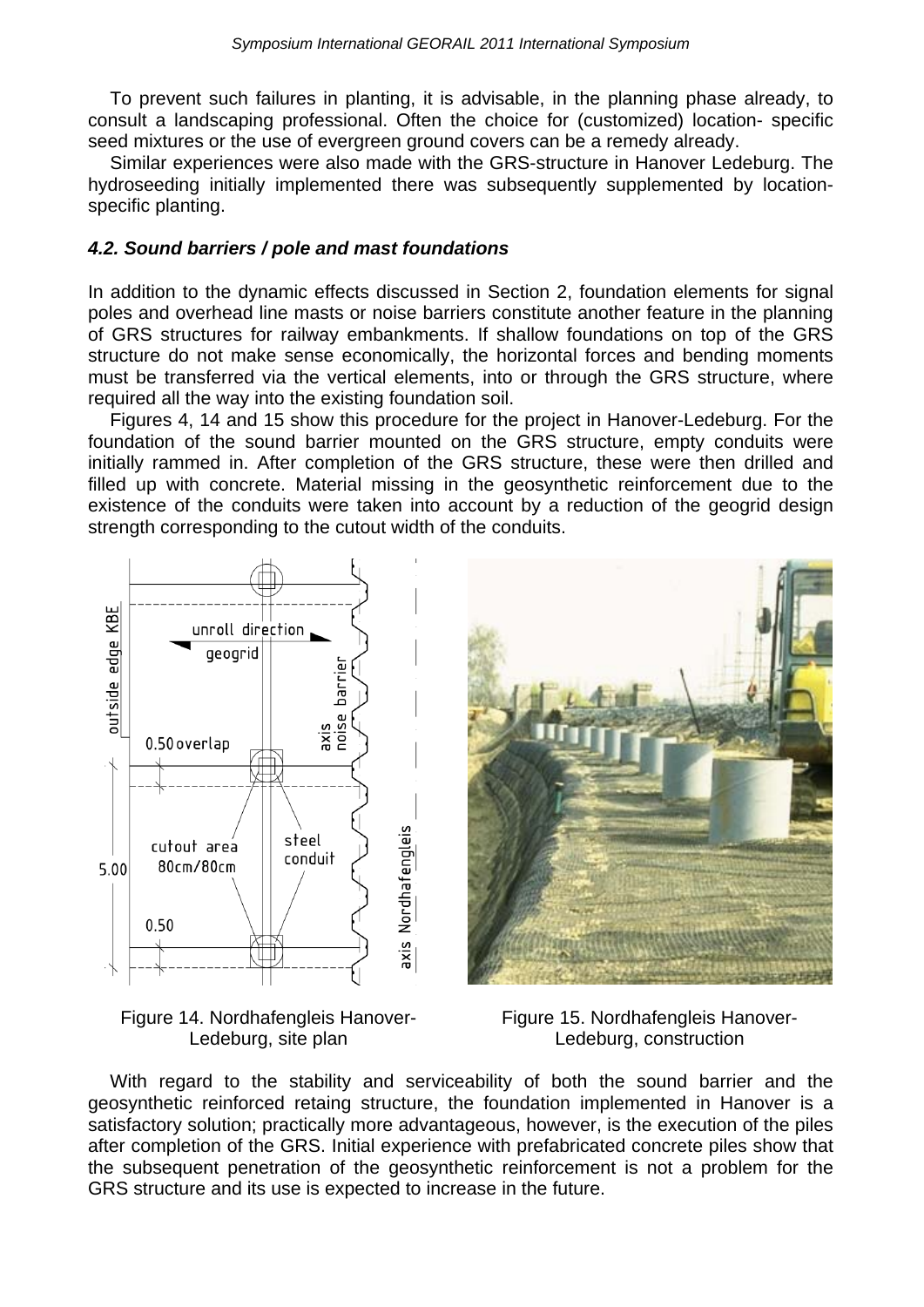To prevent such failures in planting, it is advisable, in the planning phase already, to consult a landscaping professional. Often the choice for (customized) location- specific seed mixtures or the use of evergreen ground covers can be a remedy already.

Similar experiences were also made with the GRS-structure in Hanover Ledeburg. The hydroseeding initially implemented there was subsequently supplemented by location-specific planting.

### *4.2. Sound barriers / pole and mast foundations*

In addition to the dynamic effects discussed in Section 2, foundation elements for signal poles and overhead line masts or noise barriers constitute another feature in the planning of GRS structures for railway embankments. If shallow foundations on top of the GRS structure do not make sense economically, the horizontal forces and bending moments must be transferred via the vertical elements, into or through the GRS structure, where required all the way into the existing foundation soil.

Figures 4, 14 and 15 show this procedure for the project in Hanover-Ledeburg. For the foundation of the sound barrier mounted on the GRS structure, empty conduits were initially rammed in. After completion of the GRS structure, these were then drilled and filled up with concrete. Material missing in the geosynthetic reinforcement due to the existence of the conduits were taken into account by a reduction of the geogrid design strength corresponding to the cutout width of the conduits.

Figure 14. Nordhafengleis Hanover-Ledeburg, site plan

Figure 15. Nordhafengleis Hanover-Ledeburg, construction

With regard to the stability and serviceability of both the sound barrier and the geosynthetic reinforced retaing structure, the foundation implemented in Hanover is a satisfactory solution; practically more advantageous, however, is the execution of the piles after completion of the GRS. Initial experience with prefabricated concrete piles show that the subsequent penetration of the geosynthetic reinforcement is not a problem for the GRS structure and its use is expected to increase in the future.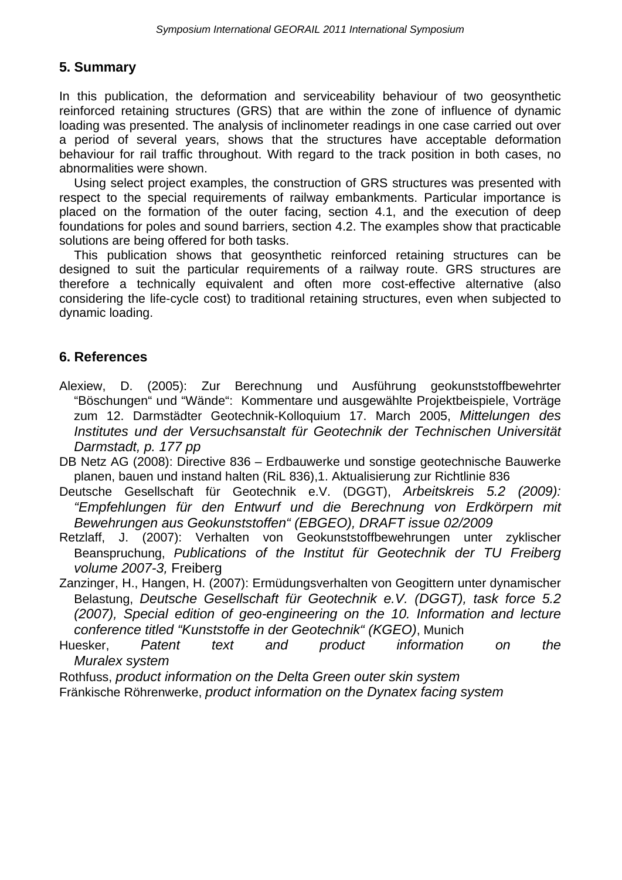## 5. Summary

In this publication, the deformation and serviceability behaviour of two geosynthetic reinforced retaining structures (GRS) that are within the zone of influence of dynamic loading was presented. The analysis of inclinometer readings in one case carried out over a period of several years, shows that the structures have acceptable deformation behaviour for rail traffic throughout. With regard to the track position in both cases, no abnormalities were shown.

Using select project examples, the construction of GRS structures was presented with respect to the special requirements of railway embankments. Particular importance is placed on the formation of the outer facing, section 4.1, and the execution of deep foundations for poles and sound barriers, section 4.2. The examples show that practicable solutions are being offered for both tasks.

This publication shows that geosynthetic reinforced retaining structures can be designed to suit the particular requirements of a railway route. GRS structures are therefore a technically equivalent and often more cost-effective alternative (also considering the life-cycle cost) to traditional retaining structures, even when subjected to dynamic loading.

## 6. References

Alexiew, D. (2005): Zur Berechnung und Ausführung geokunststoffbewehrter "Böschungen" und "Wände": Kommentare und ausgewählte Projektbeispiele, Vorträge zum 12. Darmstädter Geotechnik-Kolloquium 17. March 2005, *Mittelungen des Institutes und der Versuchsanstalt für Geotechnik der Technischen Universität Darmstadt, p. 177 pp*

DB Netz AG (2008): Directive 836 – Erdbauwerke und sonstige geotechnische Bauwerke planen, bauen und instand halten (RiL 836),1. Aktualisierung zur Richtlinie 836

Deutsche Gesellschaft für Geotechnik e.V. (DGGT), *Arbeitskreis 5.2 (2009): "Empfehlungen für den Entwurf und die Berechnung von Erdkörpern mit Bewehrungen aus Geokunststoffen" (EBGEO), DRAFT issue 02/2009*

Retzlaff, J. (2007): Verhalten von Geokunststoffbewehrungen unter zyklischer Beanspruchung, *Publications of the Institut für Geotechnik der TU Freiberg volume 2007-3,* Freiberg

Zanzinger, H., Hangen, H. (2007): Ermüdungsverhalten von Geogittern unter dynamischer Belastung, *Deutsche Gesellschaft für Geotechnik e.V. (DGGT), task force 5.2 (2007), Special edition of geo-engineering on the 10. Information and lecture conference titled "Kunststoffe in der Geotechnik" (KGEO)*, Munich

Huesker, *Patent text and product information on the Muralex system*

Rothfuss, *product information on the Delta Green outer skin system*

Fränkische Röhrenwerke, *product information on the Dynatex facing system*